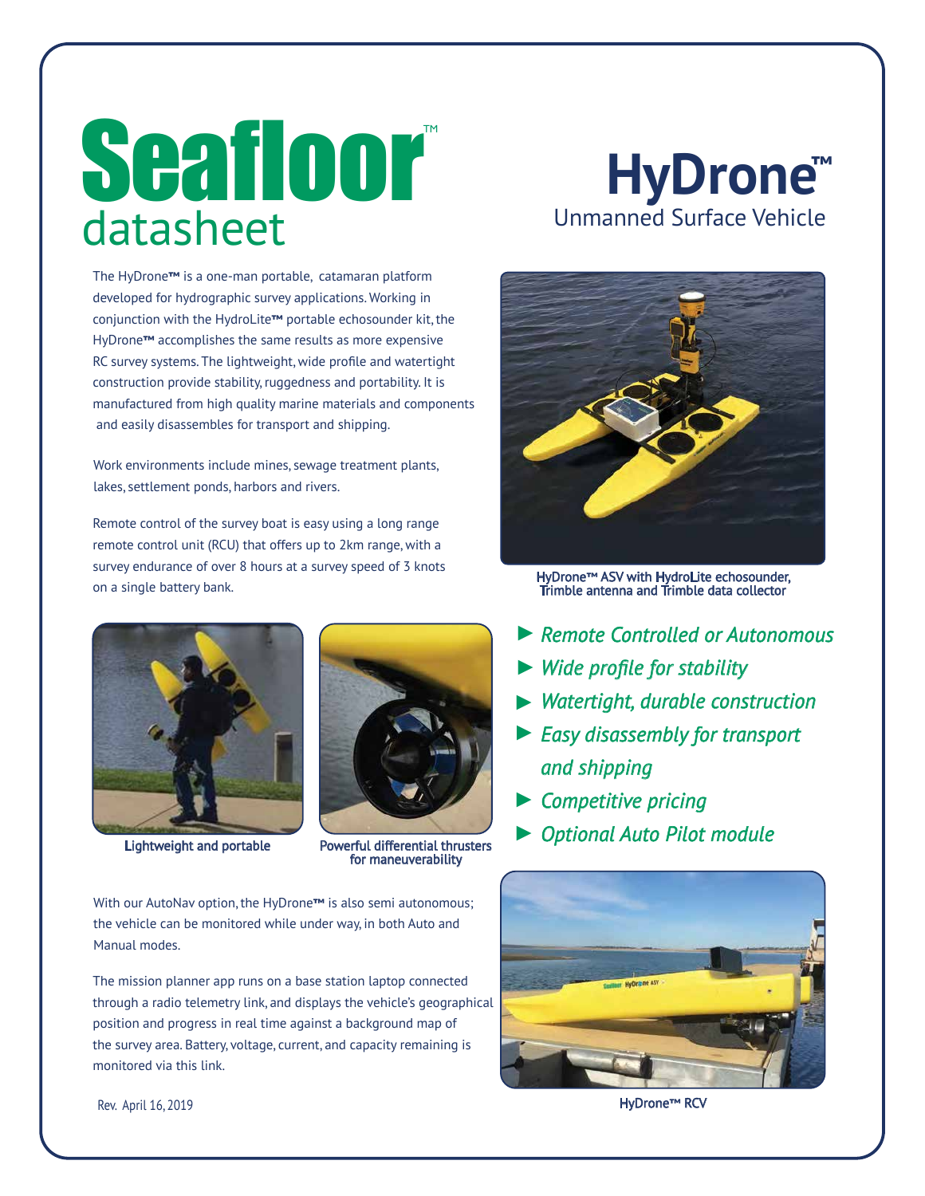# Seafloor™ datasheet

# HyDrone™

## Unmanned Surface Vehicle

The HyDrone™ is a one-man portable, catamaran platform developed for hydrographic survey applications. Working in conjunction with the HydroLite™ portable echosounder kit, the HyDrone™ accomplishes the same results as more expensive RC survey systems. The lightweight, wide profile and watertight construction provide stability, ruggedness and portability. It is manufactured from high quality marine materials and components and easily disassembles for transport and shipping.

Work environments include mines, sewage treatment plants, lakes, settlement ponds, harbors and rivers.

Remote control of the survey boat is easy using a long range remote control unit (RCU) that offers up to 2km range, with a survey endurance of over 8 hours at a survey speed of 3 knots on a single battery bank.

HyDrone™ ASV with HydroLite echosounder, Trimble antenna and Trimble data collector

- *Remote Controlled or Autonomous*
- *Wide profile for stability*
- *Watertight, durable construction*
- *Easy disassembly for transport and shipping*
- *Competitive pricing*
- *Optional Auto Pilot module*

Lightweight and portable

Powerful differential thrusters for maneuverability

With our AutoNav option, the HyDrone™ is also semi autonomous; the vehicle can be monitored while under way, in both Auto and Manual modes.

The mission planner app runs on a base station laptop connected through a radio telemetry link, and displays the vehicle's geographical position and progress in real time against a background map of the survey area. Battery, voltage, current, and capacity remaining is monitored via this link.

HyDrone™ RCV

Rev. April 16, 2019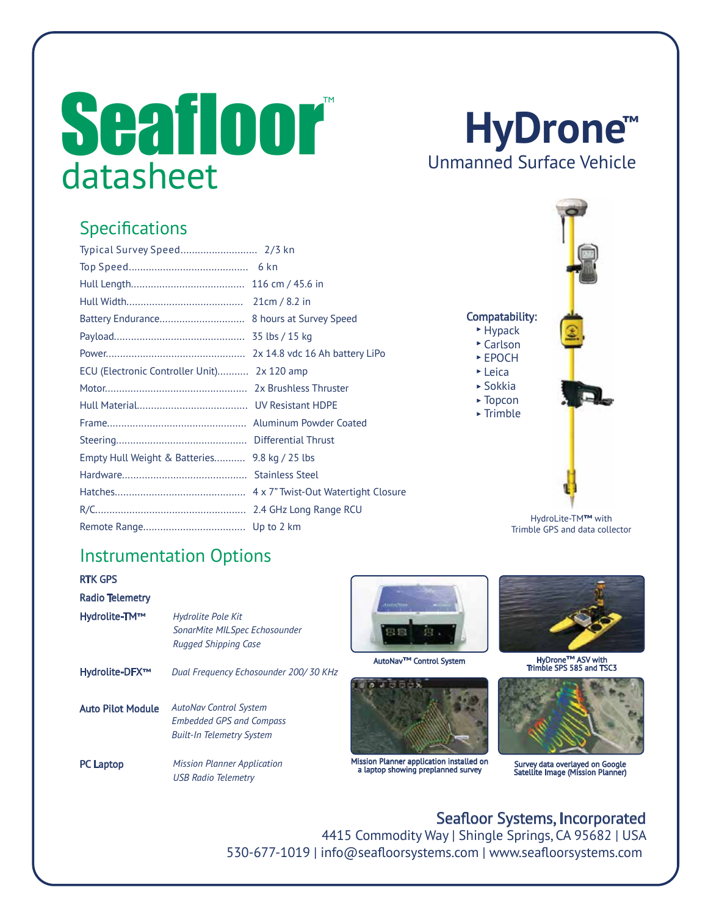# Seafloor™ datasheet

# HyDrone™

Unmanned Surface Vehicle

## Specifications

| | |
|---|---|
| Typical Survey Speed | 2/3 kn |
| Top Speed | 6 kn |
| Hull Length | 116 cm / 45.6 in |
| Hull Width | 21cm / 8.2 in |
| Battery Endurance | 8 hours at Survey Speed |
| Payload | 35 lbs / 15 kg |
| Power | 2x 14.8 vdc 16 Ah battery LiPo |
| ECU (Electronic Controller Unit) | 2x 120 amp |
| Motor | 2x Brushless Thruster |
| Hull Material | UV Resistant HDPE |
| Frame | Aluminum Powder Coated |
| Steering | Differential Thrust |
| Empty Hull Weight & Batteries | 9.8 kg / 25 lbs |
| Hardware | Stainless Steel |
| Hatches | 4 x 7" Twist-Out Watertight Closure |
| R/C | 2.4 GHz Long Range RCU |
| Remote Range | Up to 2 km |

**Compatability:**

- Hypack
- Carlson
- EPOCH
- Leica
- Sokkia
- Topcon
- Trimble

HydroLite-TM™ with Trimble GPS and data collector

## Instrumentation Options

**RTK GPS**

**Radio Telemetry**

**Hydrolite-TM™**
*Hydrolite Pole Kit*
*SonarMite MILSpec Echosounder*
*Rugged Shipping Case*

**Hydrolite-DFX™**
*Dual Frequency Echosounder 200/ 30 KHz*

**Auto Pilot Module**
*AutoNav Control System*
*Embedded GPS and Compass*
*Built-In Telemetry System*

**PC Laptop**
*Mission Planner Application*
*USB Radio Telemetry*

AutoNav™ Control System

HyDrone™ ASV with Trimble SPS 585 and TSC3

Mission Planner application installed on a laptop showing preplanned survey

Survey data overlayed on Google Satellite Image (Mission Planner)

**Seafloor Systems, Incorporated**
4415 Commodity Way | Shingle Springs, CA 95682 | USA
530-677-1019 | info@seafloorsystems.com | www.seafloorsystems.com